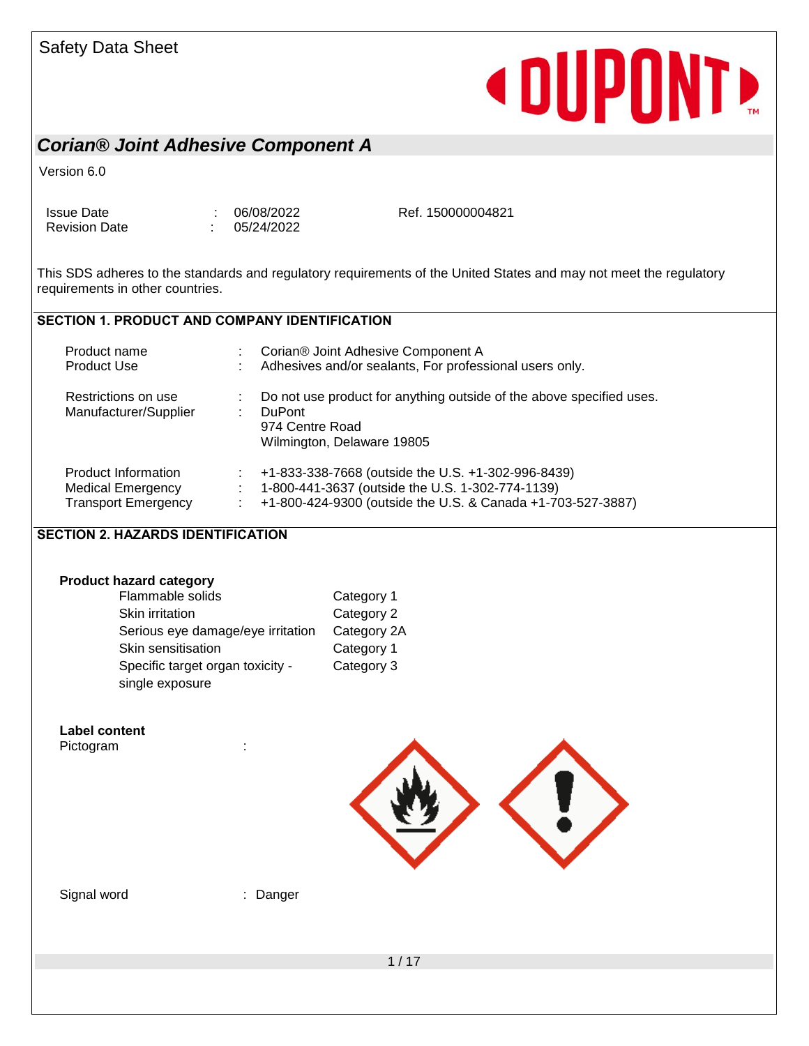Safety Data Sheet

# Corian® Joint Adhesive Component A

Version 6.0

| | | | |
|---|---|---|---|
| Issue Date | : | 06/08/2022 | Ref. 150000004821 |
| Revision Date | : | 05/24/2022 | |

This SDS adheres to the standards and regulatory requirements of the United States and may not meet the regulatory requirements in other countries.

## SECTION 1. PRODUCT AND COMPANY IDENTIFICATION

| | | |
|---|---|---|
| Product name | : | Corian® Joint Adhesive Component A |
| Product Use | : | Adhesives and/or sealants, For professional users only. |
| Restrictions on use | : | Do not use product for anything outside of the above specified uses. |
| Manufacturer/Supplier | : | DuPont<br>974 Centre Road<br>Wilmington, Delaware 19805 |
| Product Information | : | +1-833-338-7668 (outside the U.S. +1-302-996-8439) |
| Medical Emergency | : | 1-800-441-3637 (outside the U.S. 1-302-774-1139) |
| Transport Emergency | : | +1-800-424-9300 (outside the U.S. & Canada +1-703-527-3887) |

## SECTION 2. HAZARDS IDENTIFICATION

**Product hazard category**

| | |
|---|---|
| Flammable solids | Category 1 |
| Skin irritation | Category 2 |
| Serious eye damage/eye irritation | Category 2A |
| Skin sensitisation | Category 1 |
| Specific target organ toxicity - single exposure | Category 3 |

**Label content**

Pictogram :

Signal word : Danger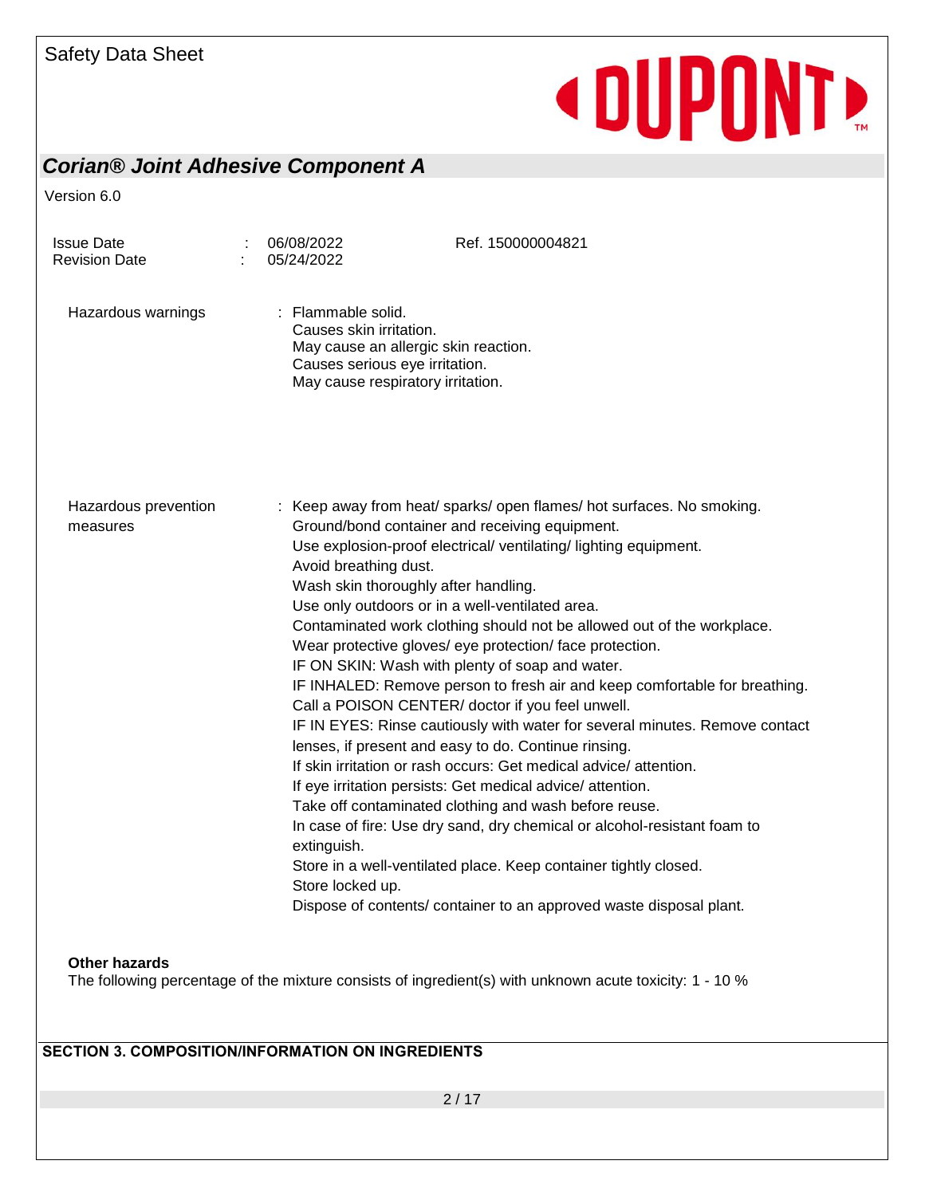| | | | |
|---|---|---|---|
| Hazardous warnings | : | Flammable solid.<br>Causes skin irritation.<br>May cause an allergic skin reaction.<br>Causes serious eye irritation.<br>May cause respiratory irritation. | |
| Hazardous prevention measures | : | Keep away from heat/ sparks/ open flames/ hot surfaces. No smoking.<br>Ground/bond container and receiving equipment.<br>Use explosion-proof electrical/ ventilating/ lighting equipment.<br>Avoid breathing dust.<br>Wash skin thoroughly after handling.<br>Use only outdoors or in a well-ventilated area.<br>Contaminated work clothing should not be allowed out of the workplace.<br>Wear protective gloves/ eye protection/ face protection.<br>IF ON SKIN: Wash with plenty of soap and water.<br>IF INHALED: Remove person to fresh air and keep comfortable for breathing.<br>Call a POISON CENTER/ doctor if you feel unwell.<br>IF IN EYES: Rinse cautiously with water for several minutes. Remove contact lenses, if present and easy to do. Continue rinsing.<br>If skin irritation or rash occurs: Get medical advice/ attention.<br>If eye irritation persists: Get medical advice/ attention.<br>Take off contaminated clothing and wash before reuse.<br>In case of fire: Use dry sand, dry chemical or alcohol-resistant foam to extinguish.<br>Store in a well-ventilated place. Keep container tightly closed.<br>Store locked up.<br>Dispose of contents/ container to an approved waste disposal plant. | |

**Other hazards**

The following percentage of the mixture consists of ingredient(s) with unknown acute toxicity: 1 - 10 %

## SECTION 3. COMPOSITION/INFORMATION ON INGREDIENTS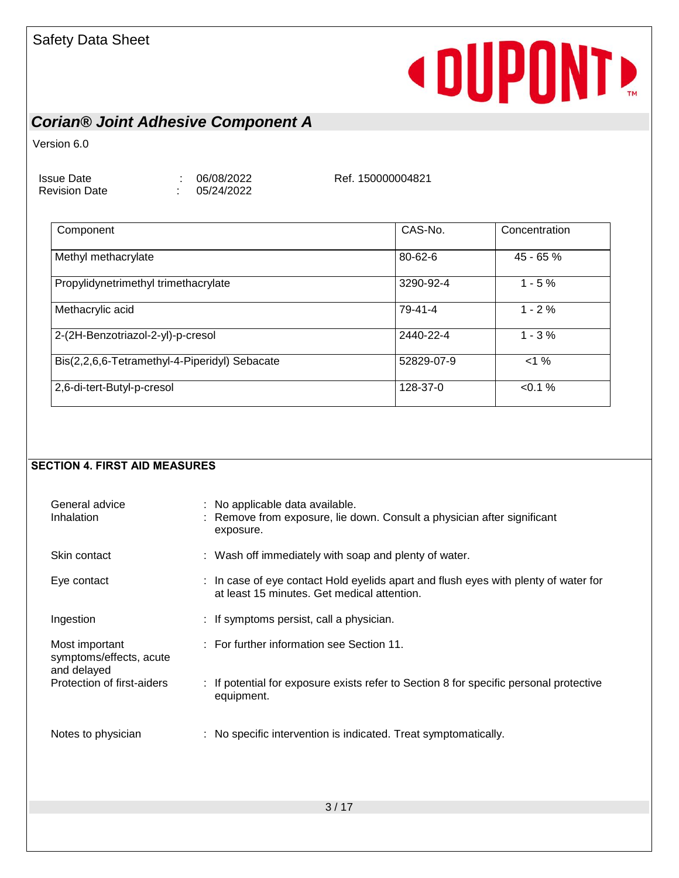| Component | CAS-No. | Concentration |
|---|---|---|
| Methyl methacrylate | 80-62-6 | 45 - 65 % |
| Propylidynetrimethyl trimethacrylate | 3290-92-4 | 1 - 5 % |
| Methacrylic acid | 79-41-4 | 1 - 2 % |
| 2-(2H-Benzotriazol-2-yl)-p-cresol | 2440-22-4 | 1 - 3 % |
| Bis(2,2,6,6-Tetramethyl-4-Piperidyl) Sebacate | 52829-07-9 | <1 % |
| 2,6-di-tert-Butyl-p-cresol | 128-37-0 | <0.1 % |

## SECTION 4. FIRST AID MEASURES

General advice : No applicable data available.

Inhalation : Remove from exposure, lie down. Consult a physician after significant exposure.

Skin contact : Wash off immediately with soap and plenty of water.

Eye contact : In case of eye contact Hold eyelids apart and flush eyes with plenty of water for at least 15 minutes. Get medical attention.

Ingestion : If symptoms persist, call a physician.

Most important symptoms/effects, acute and delayed : For further information see Section 11.

Protection of first-aiders : If potential for exposure exists refer to Section 8 for specific personal protective equipment.

Notes to physician : No specific intervention is indicated. Treat symptomatically.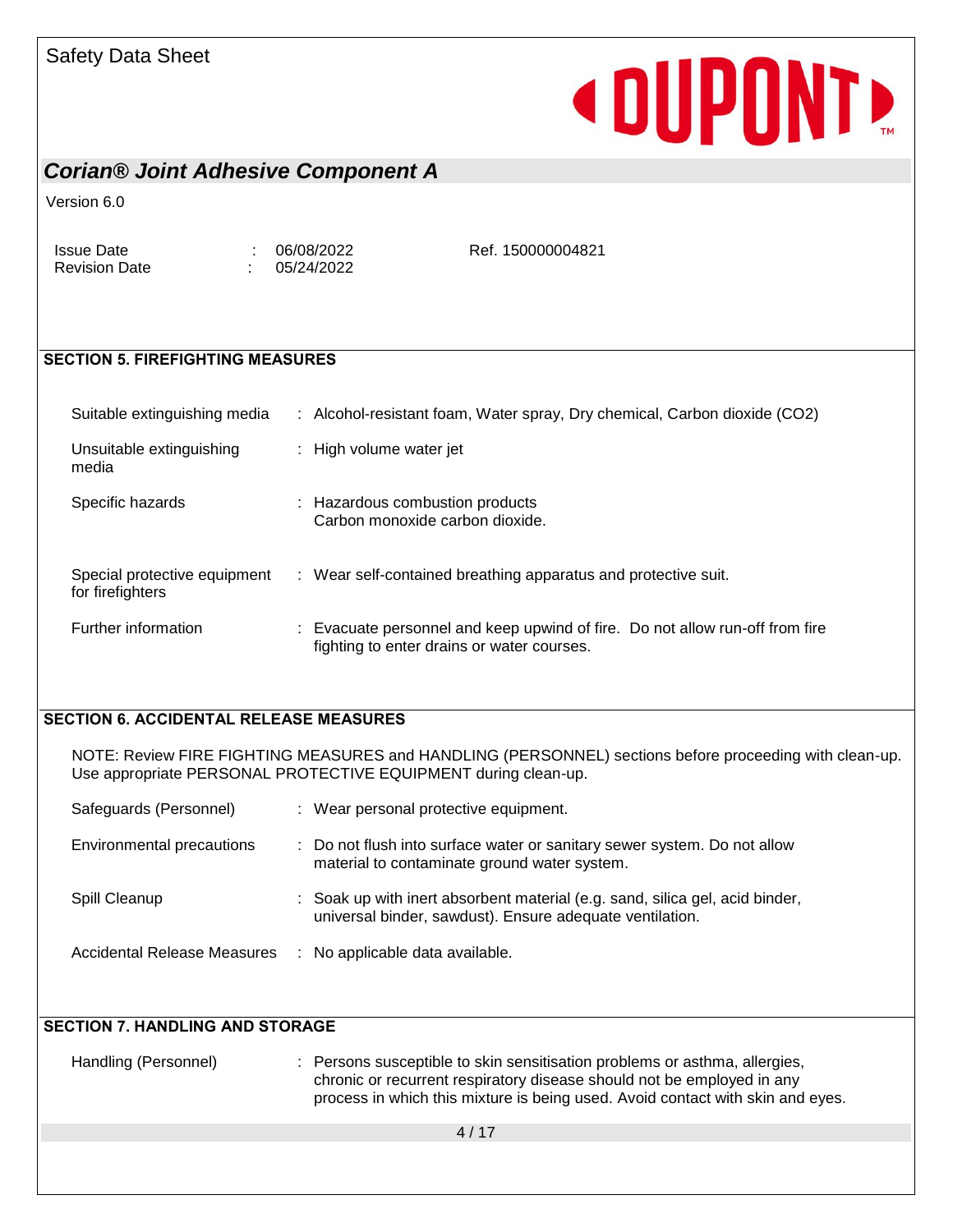## SECTION 5. FIREFIGHTING MEASURES

| | |
|---|---|
| Suitable extinguishing media | : Alcohol-resistant foam, Water spray, Dry chemical, Carbon dioxide ($CO_2$) |
| Unsuitable extinguishing media | : High volume water jet |
| Specific hazards | : Hazardous combustion products<br>Carbon monoxide carbon dioxide. |
| Special protective equipment for firefighters | : Wear self-contained breathing apparatus and protective suit. |
| Further information | : Evacuate personnel and keep upwind of fire. Do not allow run-off from fire fighting to enter drains or water courses. |

## SECTION 6. ACCIDENTAL RELEASE MEASURES

NOTE: Review FIRE FIGHTING MEASURES and HANDLING (PERSONNEL) sections before proceeding with clean-up. Use appropriate PERSONAL PROTECTIVE EQUIPMENT during clean-up.

| | |
|---|---|
| Safeguards (Personnel) | : Wear personal protective equipment. |
| Environmental precautions | : Do not flush into surface water or sanitary sewer system. Do not allow material to contaminate ground water system. |
| Spill Cleanup | : Soak up with inert absorbent material (e.g. sand, silica gel, acid binder, universal binder, sawdust). Ensure adequate ventilation. |
| Accidental Release Measures | : No applicable data available. |

## SECTION 7. HANDLING AND STORAGE

| | |
|---|---|
| Handling (Personnel) | : Persons susceptible to skin sensitisation problems or asthma, allergies, chronic or recurrent respiratory disease should not be employed in any process in which this mixture is being used. Avoid contact with skin and eyes. |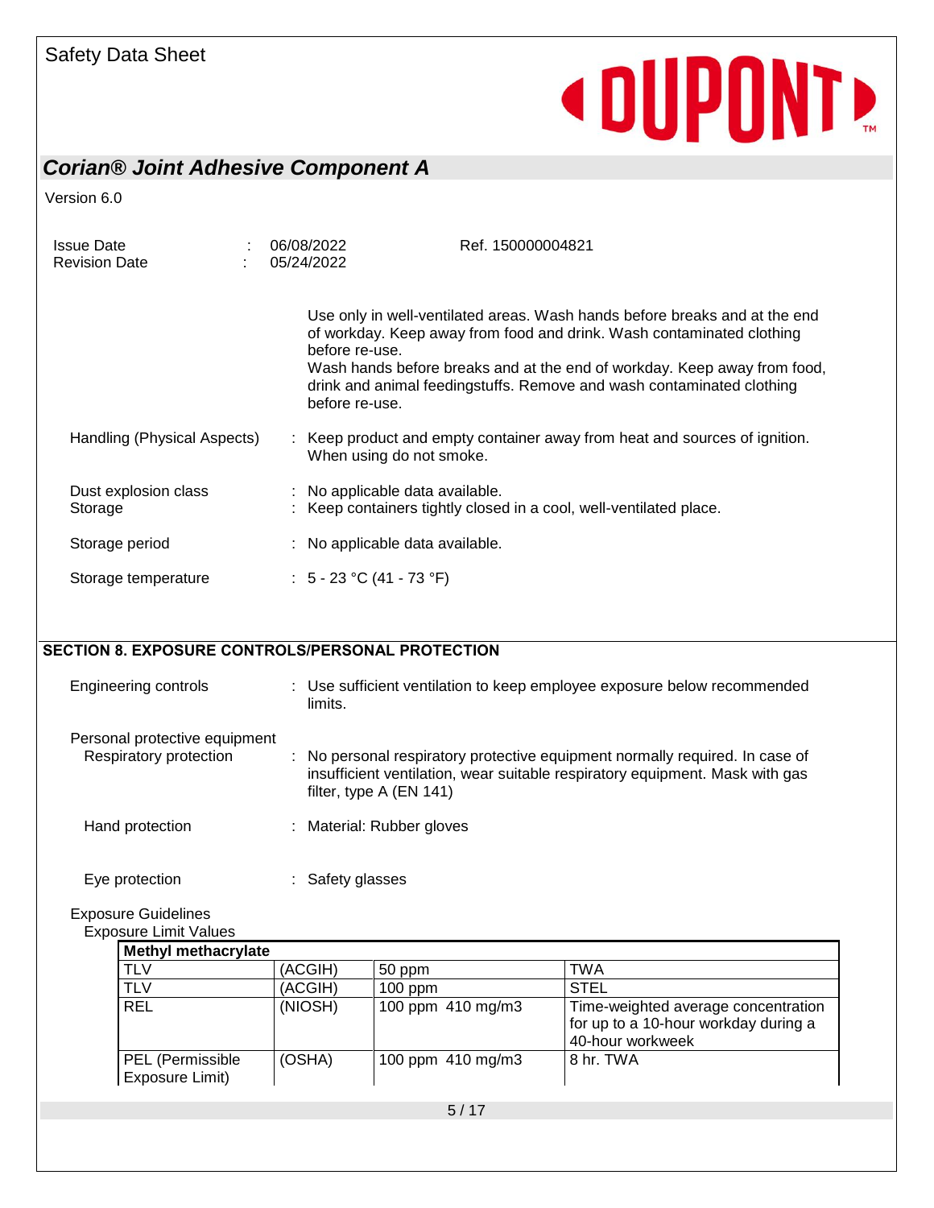Use only in well-ventilated areas. Wash hands before breaks and at the end of workday. Keep away from food and drink. Wash contaminated clothing before re-use.
Wash hands before breaks and at the end of workday. Keep away from food, drink and animal feedingstuffs. Remove and wash contaminated clothing before re-use.

Handling (Physical Aspects) : Keep product and empty container away from heat and sources of ignition. When using do not smoke.

Dust explosion class : No applicable data available.
Storage : Keep containers tightly closed in a cool, well-ventilated place.

Storage period : No applicable data available.

Storage temperature : 5 - 23 °C (41 - 73 °F)

## SECTION 8. EXPOSURE CONTROLS/PERSONAL PROTECTION

Engineering controls : Use sufficient ventilation to keep employee exposure below recommended limits.

Personal protective equipment

Respiratory protection : No personal respiratory protective equipment normally required. In case of insufficient ventilation, wear suitable respiratory equipment. Mask with gas filter, type A (EN 141)

Hand protection : Material: Rubber gloves

Eye protection : Safety glasses

Exposure Guidelines

Exposure Limit Values

| **Methyl methacrylate** | | | |
|---|---|---|---|
| TLV | (ACGIH) | 50 ppm | TWA |
| TLV | (ACGIH) | 100 ppm | STEL |
| REL | (NIOSH) | 100 ppm 410 mg/m3 | Time-weighted average concentration for up to a 10-hour workday during a 40-hour workweek |
| PEL (Permissible Exposure Limit) | (OSHA) | 100 ppm 410 mg/m3 | 8 hr. TWA |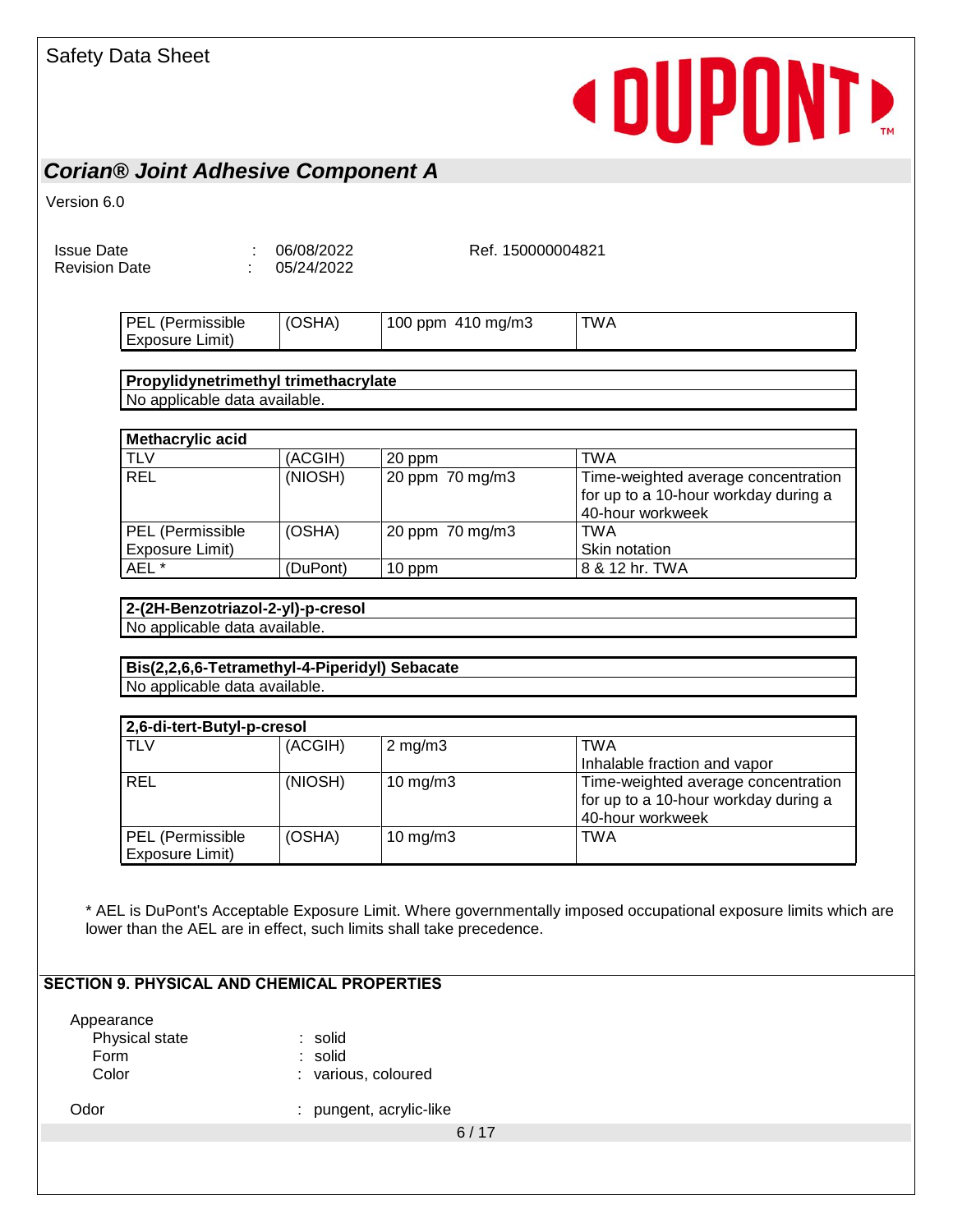| PEL (Permissible Exposure Limit) | (OSHA) | 100 ppm 410 mg/m3 | TWA |
|---|---|---|---|

| Propylidynetrimethyl trimethacrylate |
|---|
| No applicable data available. |

| Methacrylic acid | | | |
|---|---|---|---|
| TLV | (ACGIH) | 20 ppm | TWA |
| REL | (NIOSH) | 20 ppm 70 mg/m3 | Time-weighted average concentration for up to a 10-hour workday during a 40-hour workweek |
| PEL (Permissible Exposure Limit) | (OSHA) | 20 ppm 70 mg/m3 | TWA<br>Skin notation |
| AEL * | (DuPont) | 10 ppm | 8 & 12 hr. TWA |

| 2-(2H-Benzotriazol-2-yl)-p-cresol |
|---|
| No applicable data available. |

| Bis(2,2,6,6-Tetramethyl-4-Piperidyl) Sebacate |
|---|
| No applicable data available. |

| 2,6-di-tert-Butyl-p-cresol | | | |
|---|---|---|---|
| TLV | (ACGIH) | 2 mg/m3 | TWA<br>Inhalable fraction and vapor |
| REL | (NIOSH) | 10 mg/m3 | Time-weighted average concentration for up to a 10-hour workday during a 40-hour workweek |
| PEL (Permissible Exposure Limit) | (OSHA) | 10 mg/m3 | TWA |

* AEL is DuPont's Acceptable Exposure Limit. Where governmentally imposed occupational exposure limits which are lower than the AEL are in effect, such limits shall take precedence.

## SECTION 9. PHYSICAL AND CHEMICAL PROPERTIES

Appearance

- Physical state : solid
- Form : solid
- Color : various, coloured

Odor : pungent, acrylic-like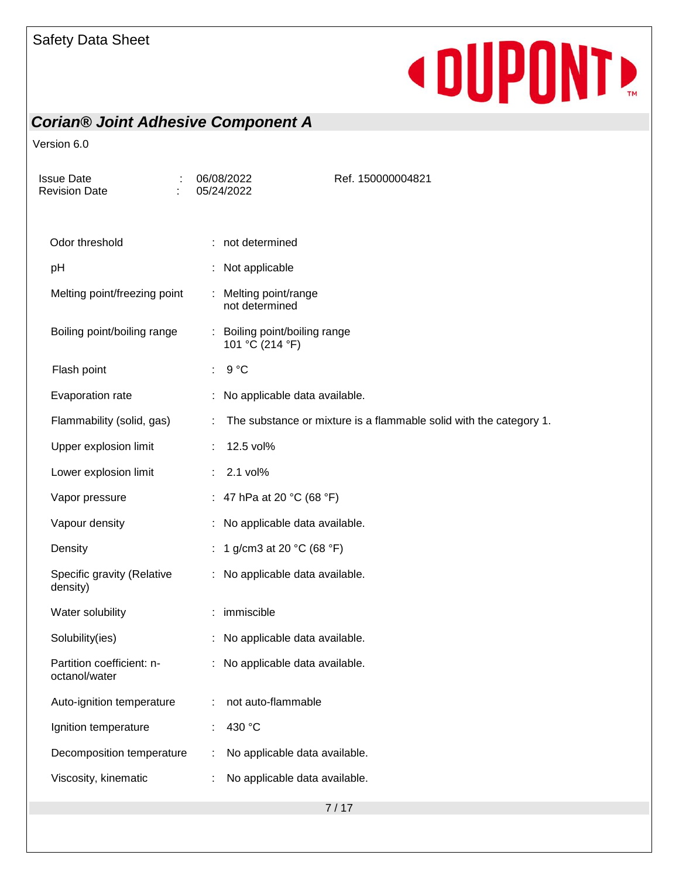| Property | | Value |
|---|---|---|
| Odor threshold | : | not determined |
| pH | : | Not applicable |
| Melting point/freezing point | : | Melting point/range<br>not determined |
| Boiling point/boiling range | : | Boiling point/boiling range<br>101 °C (214 °F) |
| Flash point | : | 9 °C |
| Evaporation rate | : | No applicable data available. |
| Flammability (solid, gas) | : | The substance or mixture is a flammable solid with the category 1. |
| Upper explosion limit | : | 12.5 vol% |
| Lower explosion limit | : | 2.1 vol% |
| Vapor pressure | : | 47 hPa at 20 °C (68 °F) |
| Vapour density | : | No applicable data available. |
| Density | : | 1 g/cm3 at 20 °C (68 °F) |
| Specific gravity (Relative density) | : | No applicable data available. |
| Water solubility | : | immiscible |
| Solubility(ies) | : | No applicable data available. |
| Partition coefficient: n-octanol/water | : | No applicable data available. |
| Auto-ignition temperature | : | not auto-flammable |
| Ignition temperature | : | 430 °C |
| Decomposition temperature | : | No applicable data available. |
| Viscosity, kinematic | : | No applicable data available. |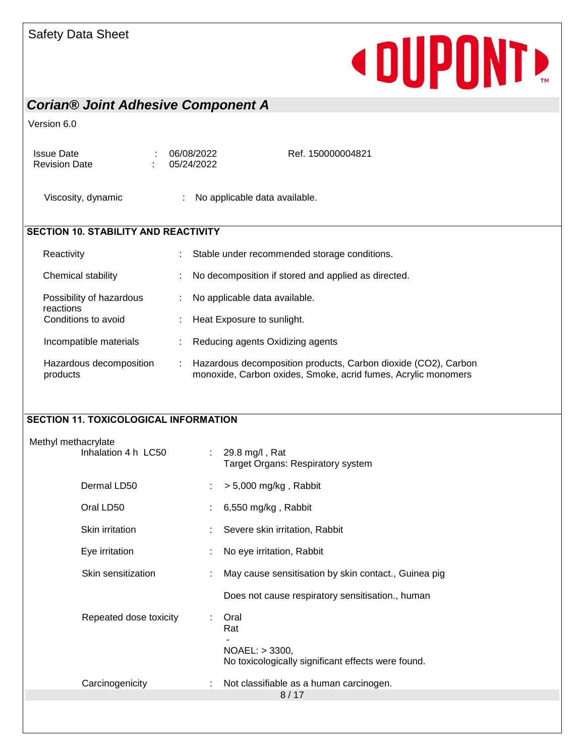Viscosity, dynamic : No applicable data available.

## SECTION 10. STABILITY AND REACTIVITY

| | | |
|---|---|---|
| Reactivity | : | Stable under recommended storage conditions. |
| Chemical stability | : | No decomposition if stored and applied as directed. |
| Possibility of hazardous reactions | : | No applicable data available. |
| Conditions to avoid | : | Heat Exposure to sunlight. |
| Incompatible materials | : | Reducing agents Oxidizing agents |
| Hazardous decomposition products | : | Hazardous decomposition products, Carbon dioxide ($CO_2$), Carbon monoxide, Carbon oxides, Smoke, acrid fumes, Acrylic monomers |

## SECTION 11. TOXICOLOGICAL INFORMATION

Methyl methacrylate

| | | |
|---|---|---|
| Inhalation 4 h LC50 | : | 29.8 mg/l , Rat<br>Target Organs: Respiratory system |
| Dermal LD50 | : | > 5,000 mg/kg , Rabbit |
| Oral LD50 | : | 6,550 mg/kg , Rabbit |
| Skin irritation | : | Severe skin irritation, Rabbit |
| Eye irritation | : | No eye irritation, Rabbit |
| Skin sensitization | : | May cause sensitisation by skin contact., Guinea pig<br><br>Does not cause respiratory sensitisation., human |
| Repeated dose toxicity | : | Oral<br>Rat<br>-<br>NOAEL: > 3300,<br>No toxicologically significant effects were found. |
| Carcinogenicity | : | Not classifiable as a human carcinogen. |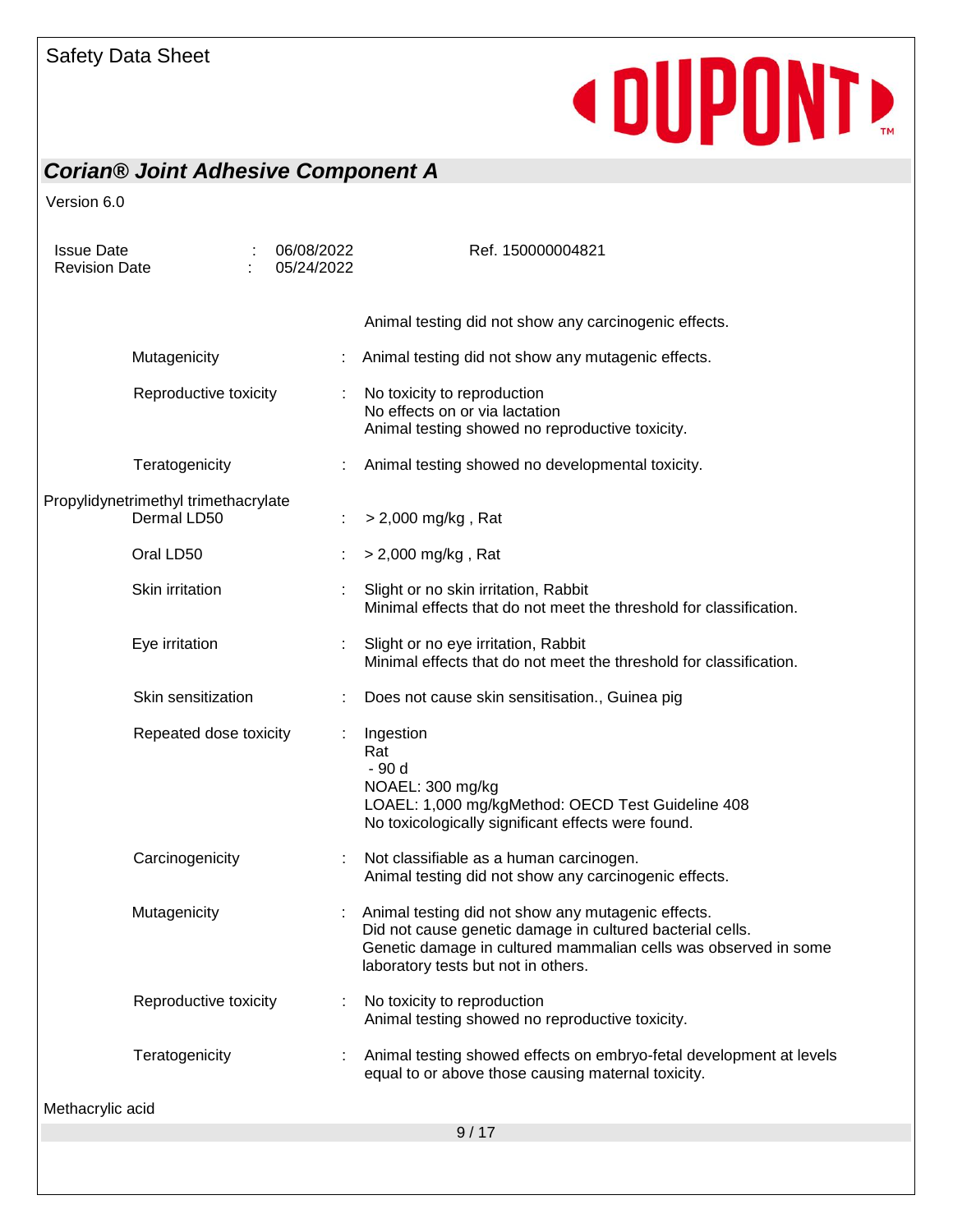Animal testing did not show any carcinogenic effects.

| | | |
|---|---|---|
| Mutagenicity | : | Animal testing did not show any mutagenic effects. |
| Reproductive toxicity | : | No toxicity to reproduction<br>No effects on or via lactation<br>Animal testing showed no reproductive toxicity. |
| Teratogenicity | : | Animal testing showed no developmental toxicity. |

Propylidynetrimethyl trimethacrylate

| | | |
|---|---|---|
| Dermal LD50 | : | > 2,000 mg/kg , Rat |
| Oral LD50 | : | > 2,000 mg/kg , Rat |
| Skin irritation | : | Slight or no skin irritation, Rabbit<br>Minimal effects that do not meet the threshold for classification. |
| Eye irritation | : | Slight or no eye irritation, Rabbit<br>Minimal effects that do not meet the threshold for classification. |
| Skin sensitization | : | Does not cause skin sensitisation., Guinea pig |
| Repeated dose toxicity | : | Ingestion<br>Rat<br>- 90 d<br>NOAEL: 300 mg/kg<br>LOAEL: 1,000 mg/kgMethod: OECD Test Guideline 408<br>No toxicologically significant effects were found. |
| Carcinogenicity | : | Not classifiable as a human carcinogen.<br>Animal testing did not show any carcinogenic effects. |
| Mutagenicity | : | Animal testing did not show any mutagenic effects.<br>Did not cause genetic damage in cultured bacterial cells.<br>Genetic damage in cultured mammalian cells was observed in some laboratory tests but not in others. |
| Reproductive toxicity | : | No toxicity to reproduction<br>Animal testing showed no reproductive toxicity. |
| Teratogenicity | : | Animal testing showed effects on embryo-fetal development at levels equal to or above those causing maternal toxicity. |

Methacrylic acid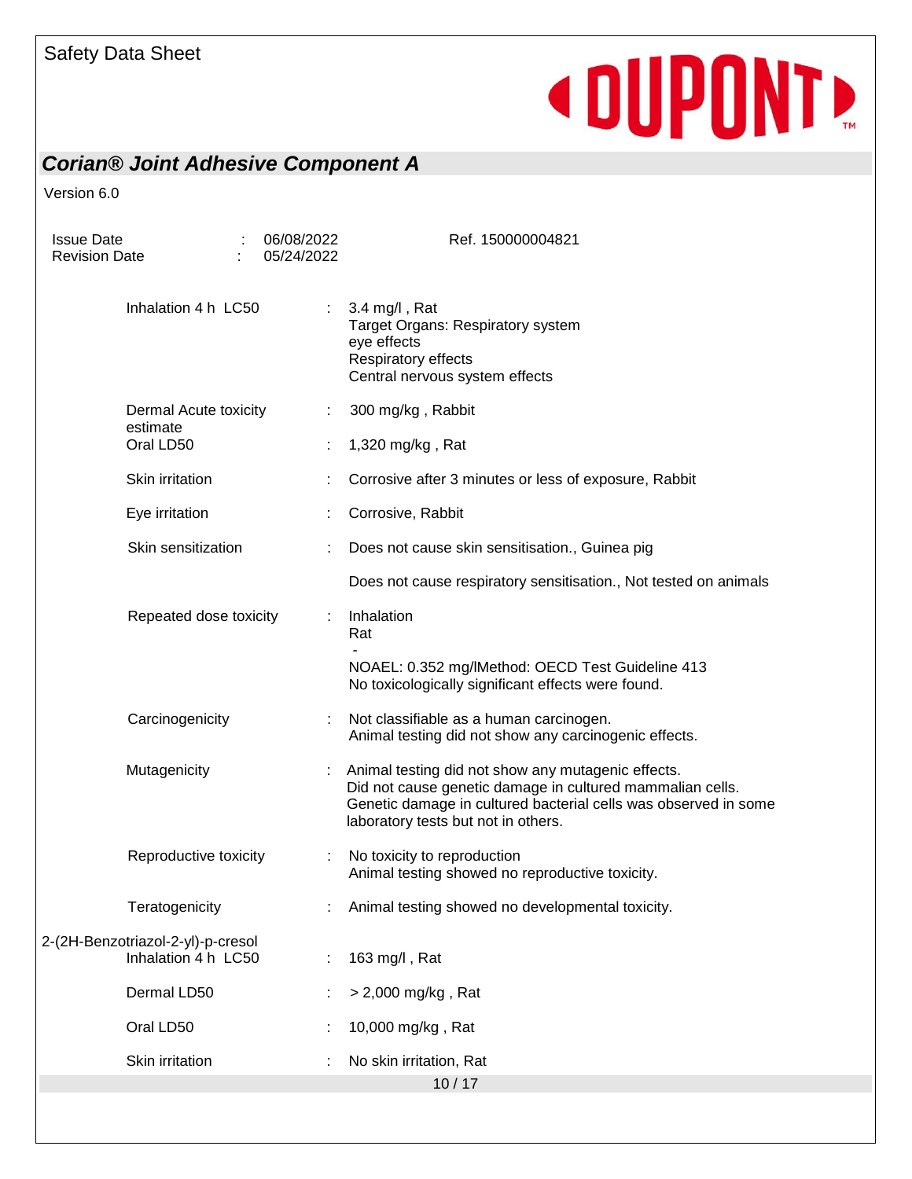| | | |
|---|---|---|
| Inhalation 4 h LC50 | : | 3.4 mg/l , Rat<br>Target Organs: Respiratory system<br>eye effects<br>Respiratory effects<br>Central nervous system effects |
| Dermal Acute toxicity estimate | : | 300 mg/kg , Rabbit |
| Oral LD50 | : | 1,320 mg/kg , Rat |
| Skin irritation | : | Corrosive after 3 minutes or less of exposure, Rabbit |
| Eye irritation | : | Corrosive, Rabbit |
| Skin sensitization | : | Does not cause skin sensitisation., Guinea pig<br><br>Does not cause respiratory sensitisation., Not tested on animals |
| Repeated dose toxicity | : | Inhalation<br>Rat<br>-<br>NOAEL: 0.352 mg/lMethod: OECD Test Guideline 413<br>No toxicologically significant effects were found. |
| Carcinogenicity | : | Not classifiable as a human carcinogen.<br>Animal testing did not show any carcinogenic effects. |
| Mutagenicity | : | Animal testing did not show any mutagenic effects.<br>Did not cause genetic damage in cultured mammalian cells.<br>Genetic damage in cultured bacterial cells was observed in some laboratory tests but not in others. |
| Reproductive toxicity | : | No toxicity to reproduction<br>Animal testing showed no reproductive toxicity. |
| Teratogenicity | : | Animal testing showed no developmental toxicity. |

**2-(2H-Benzotriazol-2-yl)-p-cresol**

| | | |
|---|---|---|
| Inhalation 4 h LC50 | : | 163 mg/l , Rat |
| Dermal LD50 | : | > 2,000 mg/kg , Rat |
| Oral LD50 | : | 10,000 mg/kg , Rat |
| Skin irritation | : | No skin irritation, Rat |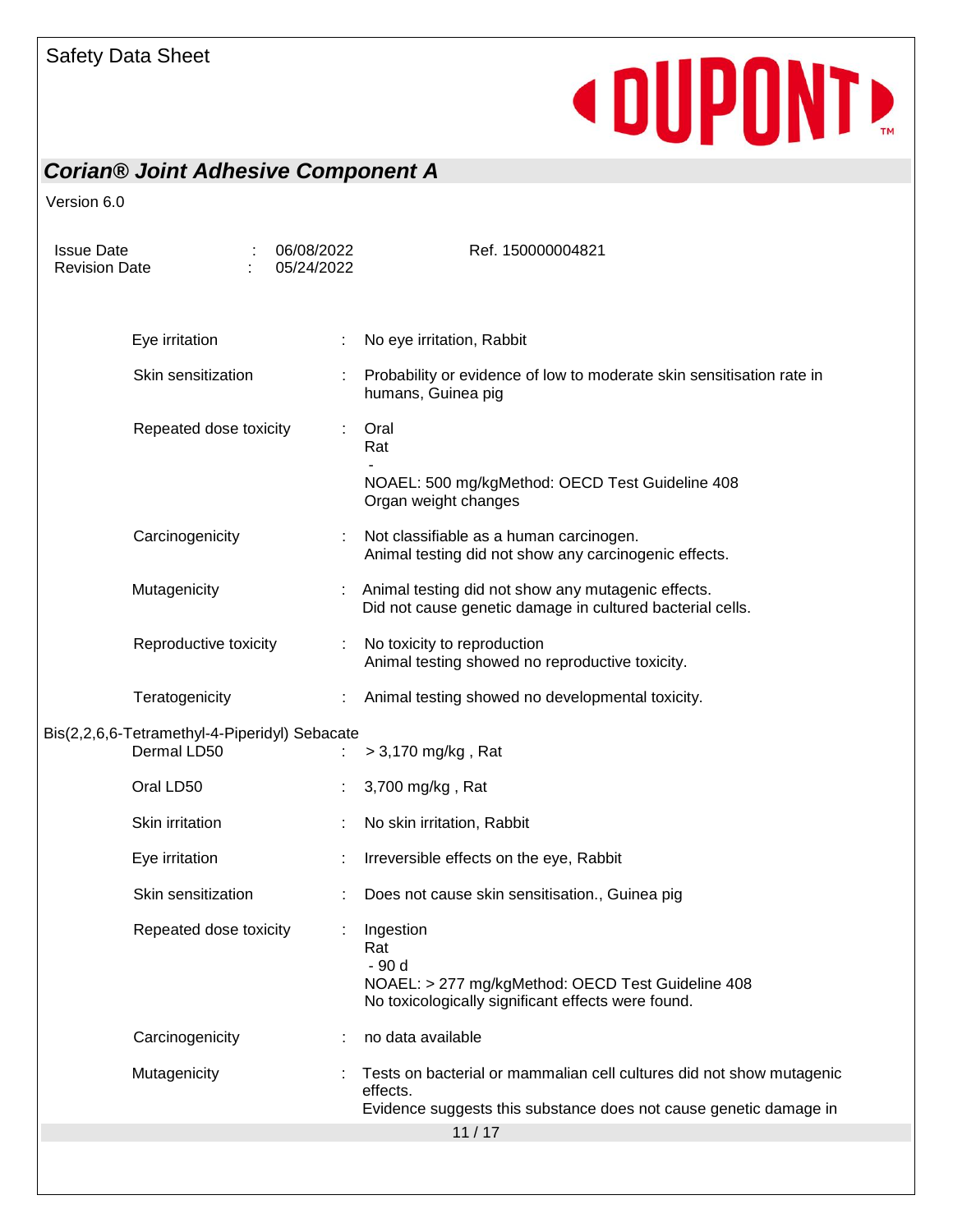| | | |
|---|---|---|
| Eye irritation | : | No eye irritation, Rabbit |
| Skin sensitization | : | Probability or evidence of low to moderate skin sensitisation rate in humans, Guinea pig |
| Repeated dose toxicity | : | Oral<br>Rat<br>-<br>NOAEL: 500 mg/kgMethod: OECD Test Guideline 408<br>Organ weight changes |
| Carcinogenicity | : | Not classifiable as a human carcinogen.<br>Animal testing did not show any carcinogenic effects. |
| Mutagenicity | : | Animal testing did not show any mutagenic effects.<br>Did not cause genetic damage in cultured bacterial cells. |
| Reproductive toxicity | : | No toxicity to reproduction<br>Animal testing showed no reproductive toxicity. |
| Teratogenicity | : | Animal testing showed no developmental toxicity. |

Bis(2,2,6,6-Tetramethyl-4-Piperidyl) Sebacate

| | | |
|---|---|---|
| Dermal LD50 | : | > 3,170 mg/kg , Rat |
| Oral LD50 | : | 3,700 mg/kg , Rat |
| Skin irritation | : | No skin irritation, Rabbit |
| Eye irritation | : | Irreversible effects on the eye, Rabbit |
| Skin sensitization | : | Does not cause skin sensitisation., Guinea pig |
| Repeated dose toxicity | : | Ingestion<br>Rat<br>- 90 d<br>NOAEL: > 277 mg/kgMethod: OECD Test Guideline 408<br>No toxicologically significant effects were found. |
| Carcinogenicity | : | no data available |
| Mutagenicity | : | Tests on bacterial or mammalian cell cultures did not show mutagenic effects.<br>Evidence suggests this substance does not cause genetic damage in |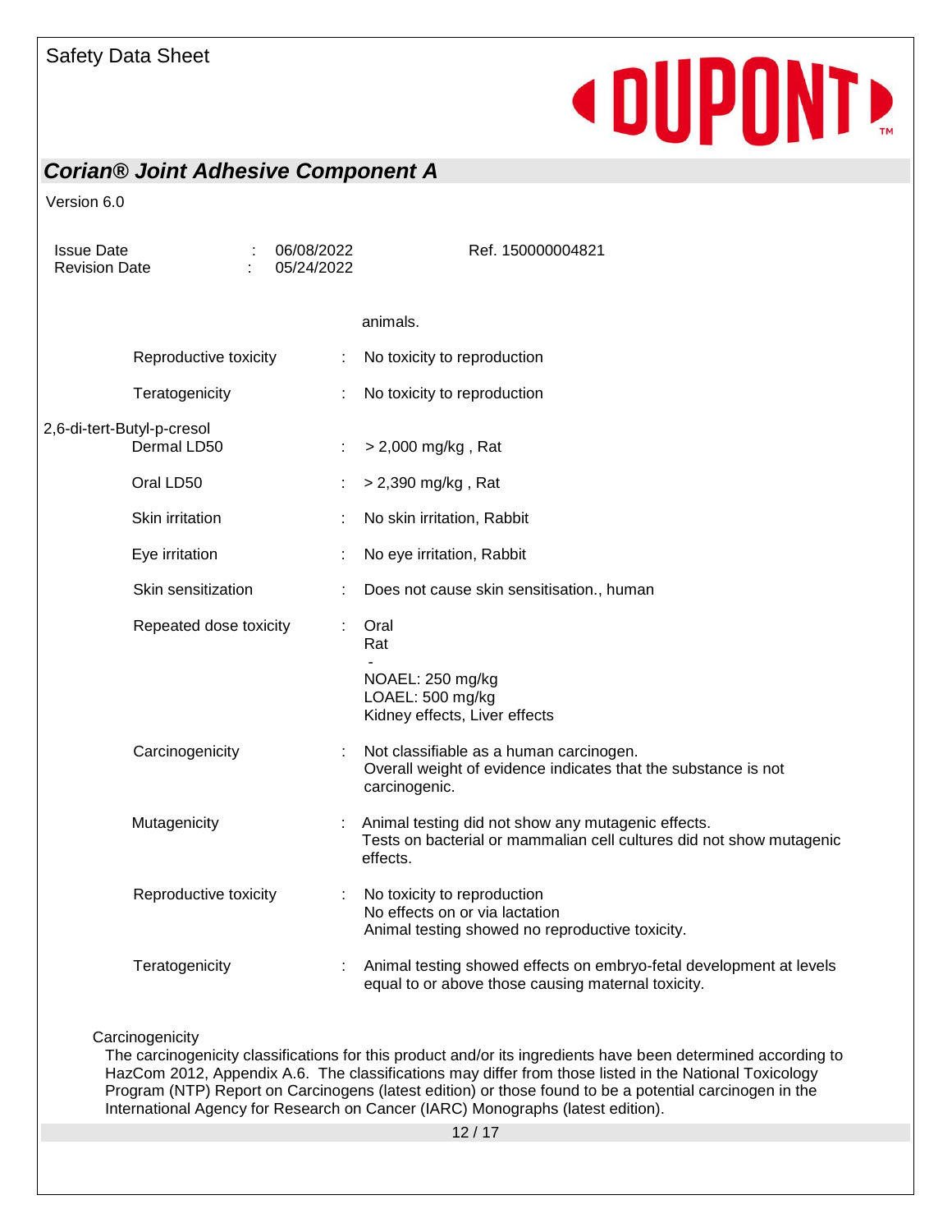animals.

| | | |
|---|---|---|
| Reproductive toxicity | : | No toxicity to reproduction |
| Teratogenicity | : | No toxicity to reproduction |

2,6-di-tert-Butyl-p-cresol

| | | |
|---|---|---|
| Dermal LD50 | : | > 2,000 mg/kg , Rat |
| Oral LD50 | : | > 2,390 mg/kg , Rat |
| Skin irritation | : | No skin irritation, Rabbit |
| Eye irritation | : | No eye irritation, Rabbit |
| Skin sensitization | : | Does not cause skin sensitisation., human |
| Repeated dose toxicity | : | Oral<br>Rat<br>-<br>NOAEL: 250 mg/kg<br>LOAEL: 500 mg/kg<br>Kidney effects, Liver effects |
| Carcinogenicity | : | Not classifiable as a human carcinogen.<br>Overall weight of evidence indicates that the substance is not carcinogenic. |
| Mutagenicity | : | Animal testing did not show any mutagenic effects.<br>Tests on bacterial or mammalian cell cultures did not show mutagenic effects. |
| Reproductive toxicity | : | No toxicity to reproduction<br>No effects on or via lactation<br>Animal testing showed no reproductive toxicity. |
| Teratogenicity | : | Animal testing showed effects on embryo-fetal development at levels equal to or above those causing maternal toxicity. |

Carcinogenicity

The carcinogenicity classifications for this product and/or its ingredients have been determined according to HazCom 2012, Appendix A.6. The classifications may differ from those listed in the National Toxicology Program (NTP) Report on Carcinogens (latest edition) or those found to be a potential carcinogen in the International Agency for Research on Cancer (IARC) Monographs (latest edition).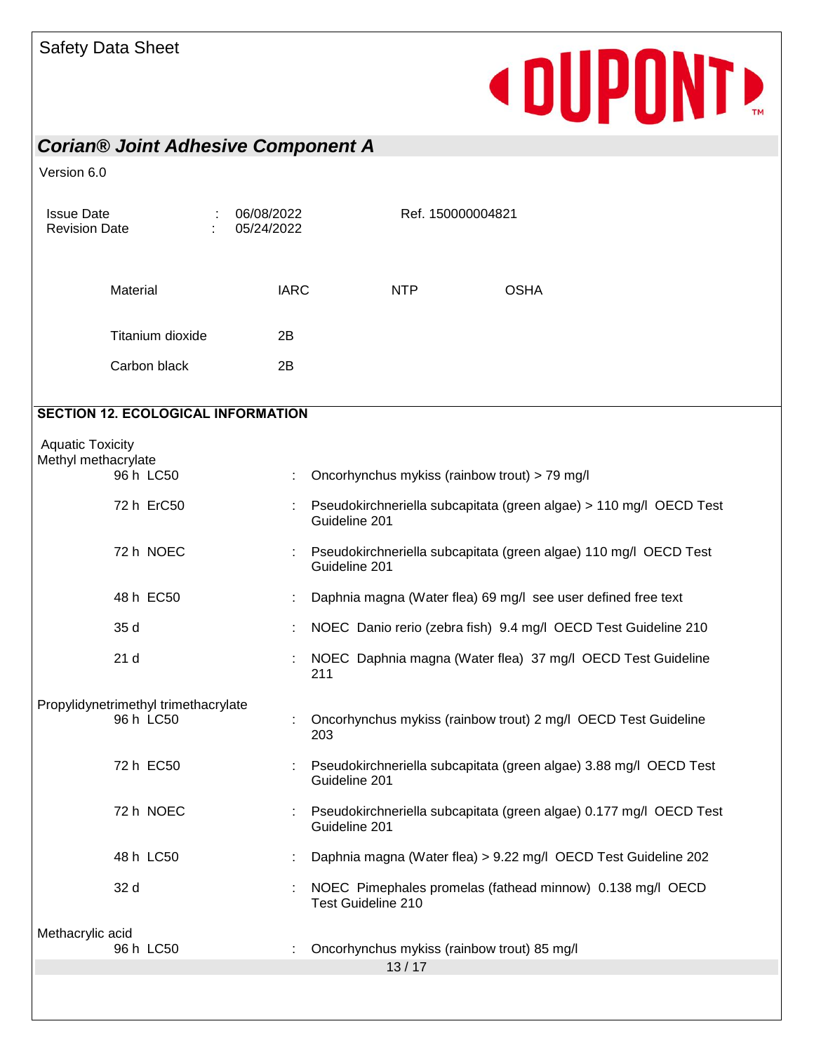| Material | IARC | NTP | OSHA |
| --- | --- | --- | --- |
| Titanium dioxide | 2B | | |
| Carbon black | 2B | | |

## SECTION 12. ECOLOGICAL INFORMATION

Aquatic Toxicity

Methyl methacrylate

| | | |
| --- | --- | --- |
| 96 h LC50 | : | Oncorhynchus mykiss (rainbow trout) > 79 mg/l |
| 72 h ErC50 | : | Pseudokirchneriella subcapitata (green algae) > 110 mg/l OECD Test Guideline 201 |
| 72 h NOEC | : | Pseudokirchneriella subcapitata (green algae) 110 mg/l OECD Test Guideline 201 |
| 48 h EC50 | : | Daphnia magna (Water flea) 69 mg/l see user defined free text |
| 35 d | : | NOEC Danio rerio (zebra fish) 9.4 mg/l OECD Test Guideline 210 |
| 21 d | : | NOEC Daphnia magna (Water flea) 37 mg/l OECD Test Guideline 211 |

Propylidynetrimethyl trimethacrylate

| | | |
| --- | --- | --- |
| 96 h LC50 | : | Oncorhynchus mykiss (rainbow trout) 2 mg/l OECD Test Guideline 203 |
| 72 h EC50 | : | Pseudokirchneriella subcapitata (green algae) 3.88 mg/l OECD Test Guideline 201 |
| 72 h NOEC | : | Pseudokirchneriella subcapitata (green algae) 0.177 mg/l OECD Test Guideline 201 |
| 48 h LC50 | : | Daphnia magna (Water flea) > 9.22 mg/l OECD Test Guideline 202 |
| 32 d | : | NOEC Pimephales promelas (fathead minnow) 0.138 mg/l OECD Test Guideline 210 |

Methacrylic acid

| | | |
| --- | --- | --- |
| 96 h LC50 | : | Oncorhynchus mykiss (rainbow trout) 85 mg/l |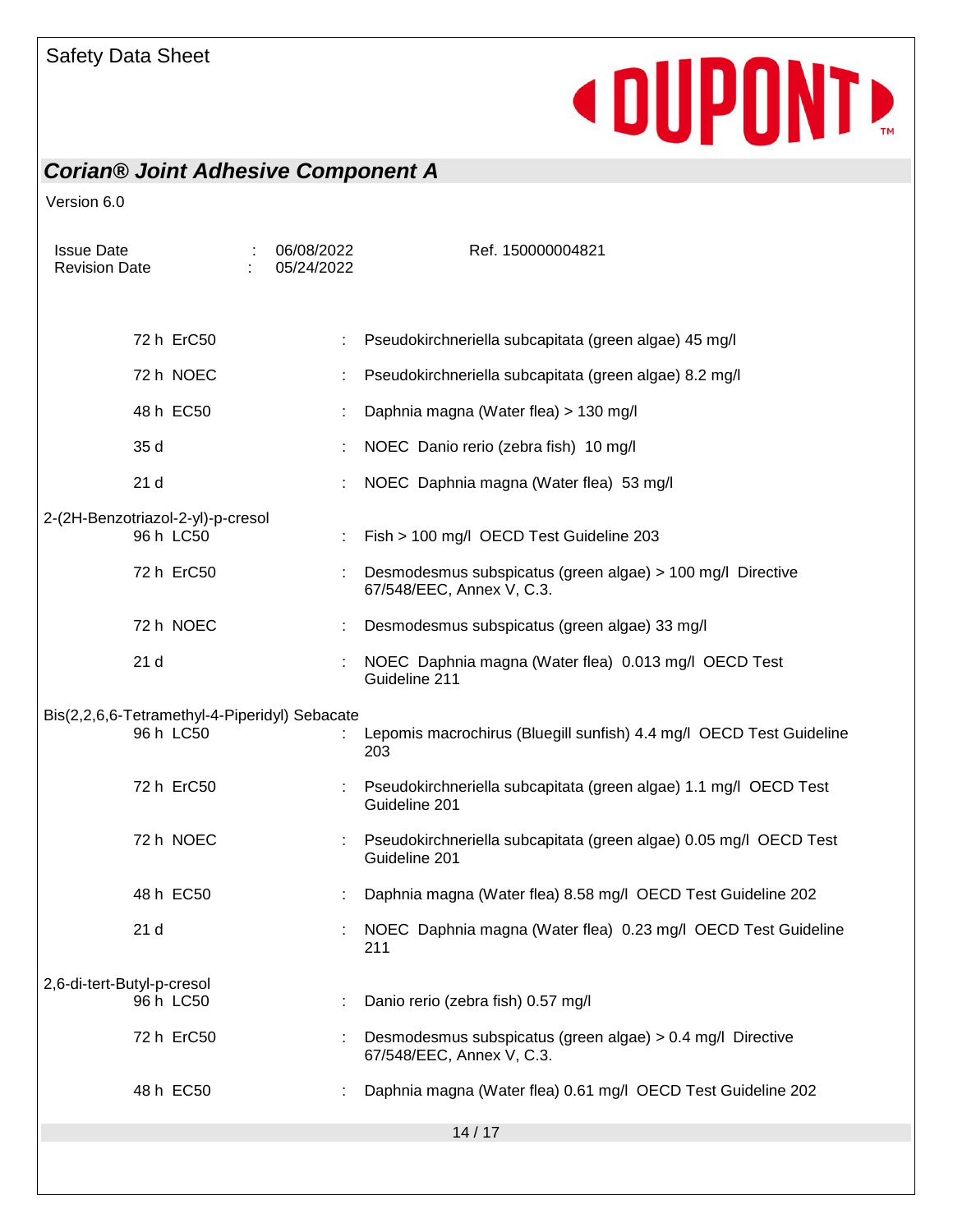| | | |
|---|---|---|
| | 72 h ErC50 | : Pseudokirchneriella subcapitata (green algae) 45 mg/l |
| | 72 h NOEC | : Pseudokirchneriella subcapitata (green algae) 8.2 mg/l |
| | 48 h EC50 | : Daphnia magna (Water flea) > 130 mg/l |
| | 35 d | : NOEC Danio rerio (zebra fish) 10 mg/l |
| | 21 d | : NOEC Daphnia magna (Water flea) 53 mg/l |

2-(2H-Benzotriazol-2-yl)-p-cresol

| | |
|---|---|
| 96 h LC50 | : Fish > 100 mg/l OECD Test Guideline 203 |
| 72 h ErC50 | : Desmodesmus subspicatus (green algae) > 100 mg/l Directive 67/548/EEC, Annex V, C.3. |
| 72 h NOEC | : Desmodesmus subspicatus (green algae) 33 mg/l |
| 21 d | : NOEC Daphnia magna (Water flea) 0.013 mg/l OECD Test Guideline 211 |

Bis(2,2,6,6-Tetramethyl-4-Piperidyl) Sebacate

| | |
|---|---|
| 96 h LC50 | : Lepomis macrochirus (Bluegill sunfish) 4.4 mg/l OECD Test Guideline 203 |
| 72 h ErC50 | : Pseudokirchneriella subcapitata (green algae) 1.1 mg/l OECD Test Guideline 201 |
| 72 h NOEC | : Pseudokirchneriella subcapitata (green algae) 0.05 mg/l OECD Test Guideline 201 |
| 48 h EC50 | : Daphnia magna (Water flea) 8.58 mg/l OECD Test Guideline 202 |
| 21 d | : NOEC Daphnia magna (Water flea) 0.23 mg/l OECD Test Guideline 211 |

2,6-di-tert-Butyl-p-cresol

| | |
|---|---|
| 96 h LC50 | : Danio rerio (zebra fish) 0.57 mg/l |
| 72 h ErC50 | : Desmodesmus subspicatus (green algae) > 0.4 mg/l Directive 67/548/EEC, Annex V, C.3. |
| 48 h EC50 | : Daphnia magna (Water flea) 0.61 mg/l OECD Test Guideline 202 |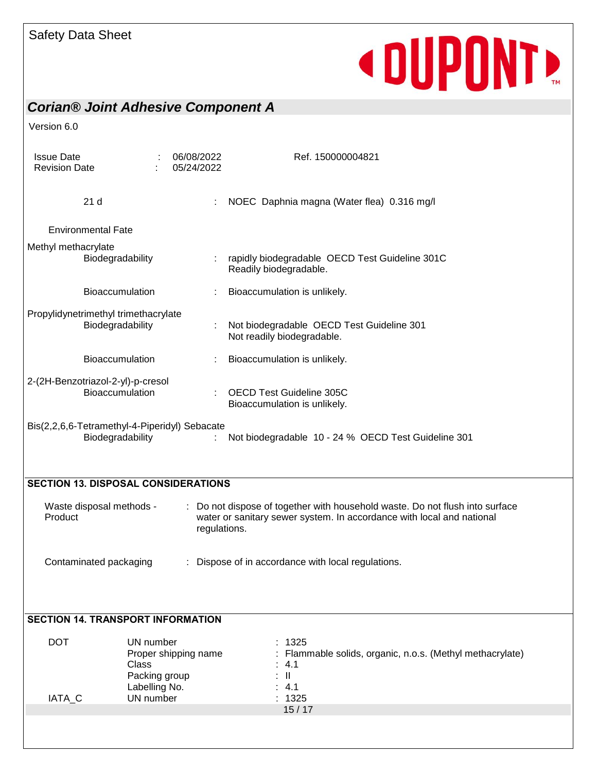| | | |
|---|---|---|
| 21 d | : | NOEC Daphnia magna (Water flea) 0.316 mg/l |

Environmental Fate

**Methyl methacrylate**

| | | |
|---|---|---|
| Biodegradability | : | rapidly biodegradable OECD Test Guideline 301C<br>Readily biodegradable. |
| Bioaccumulation | : | Bioaccumulation is unlikely. |

**Propylidynetrimethyl trimethacrylate**

| | | |
|---|---|---|
| Biodegradability | : | Not biodegradable OECD Test Guideline 301<br>Not readily biodegradable. |
| Bioaccumulation | : | Bioaccumulation is unlikely. |

**2-(2H-Benzotriazol-2-yl)-p-cresol**

| | | |
|---|---|---|
| Bioaccumulation | : | OECD Test Guideline 305C<br>Bioaccumulation is unlikely. |

**Bis(2,2,6,6-Tetramethyl-4-Piperidyl) Sebacate**

| | | |
|---|---|---|
| Biodegradability | : | Not biodegradable 10 - 24 % OECD Test Guideline 301 |

## SECTION 13. DISPOSAL CONSIDERATIONS

| | | |
|---|---|---|
| Waste disposal methods - Product | : | Do not dispose of together with household waste. Do not flush into surface water or sanitary sewer system. In accordance with local and national regulations. |
| Contaminated packaging | : | Dispose of in accordance with local regulations. |

## SECTION 14. TRANSPORT INFORMATION

| | | | |
|---|---|---|---|
| DOT | UN number | : | 1325 |
| | Proper shipping name | : | Flammable solids, organic, n.o.s. (Methyl methacrylate) |
| | Class | : | 4.1 |
| | Packing group | : | II |
| | Labelling No. | : | 4.1 |
| IATA_C | UN number | : | 1325 |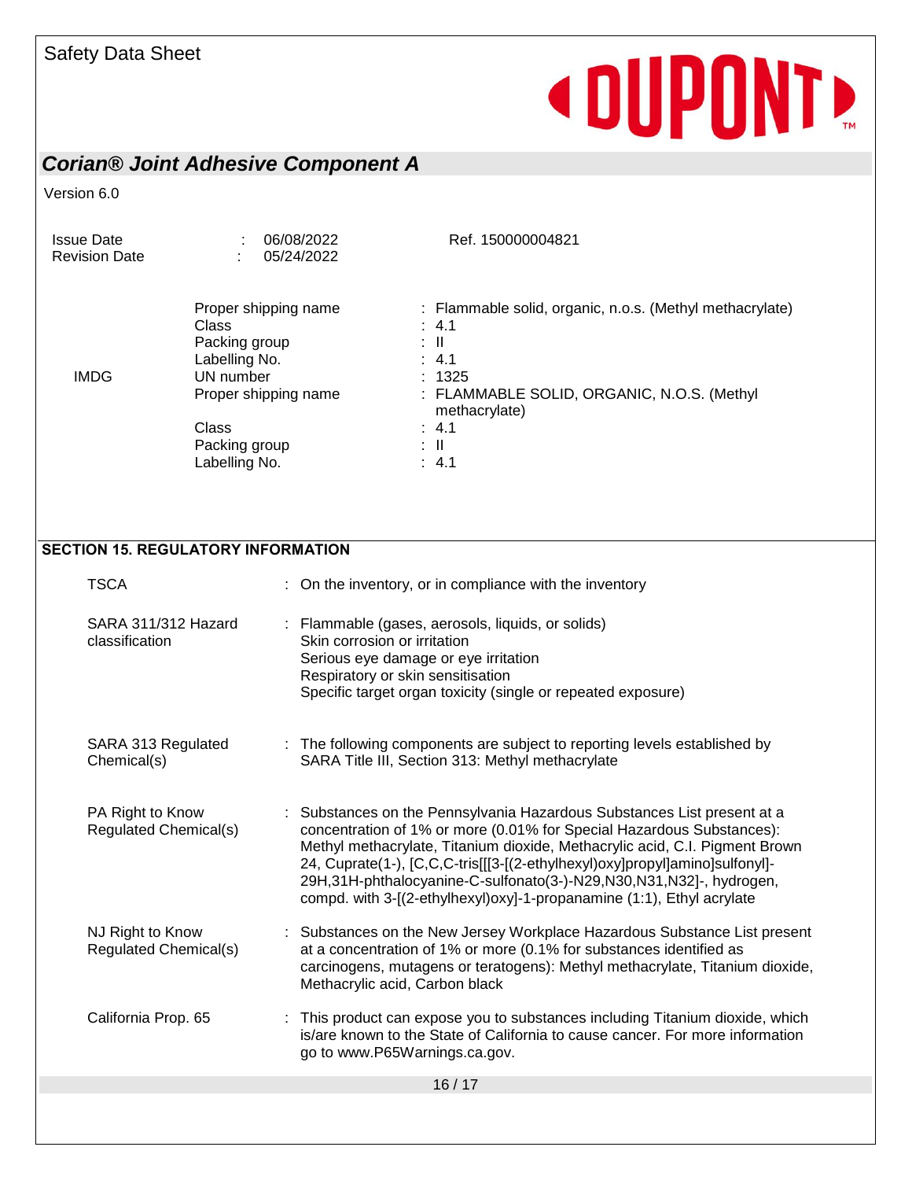| | | |
|---|---|---|
| | Proper shipping name | : Flammable solid, organic, n.o.s. (Methyl methacrylate) |
| | Class | : 4.1 |
| | Packing group | : II |
| | Labelling No. | : 4.1 |
| IMDG | UN number | : 1325 |
| | Proper shipping name | : FLAMMABLE SOLID, ORGANIC, N.O.S. (Methyl methacrylate) |
| | Class | : 4.1 |
| | Packing group | : II |
| | Labelling No. | : 4.1 |

## SECTION 15. REGULATORY INFORMATION

| | |
|---|---|
| TSCA | : On the inventory, or in compliance with the inventory |
| SARA 311/312 Hazard classification | : Flammable (gases, aerosols, liquids, or solids)<br>Skin corrosion or irritation<br>Serious eye damage or eye irritation<br>Respiratory or skin sensitisation<br>Specific target organ toxicity (single or repeated exposure) |
| SARA 313 Regulated Chemical(s) | : The following components are subject to reporting levels established by SARA Title III, Section 313: Methyl methacrylate |
| PA Right to Know Regulated Chemical(s) | : Substances on the Pennsylvania Hazardous Substances List present at a concentration of 1% or more (0.01% for Special Hazardous Substances): Methyl methacrylate, Titanium dioxide, Methacrylic acid, C.I. Pigment Brown 24, Cuprate(1-), [C,C,C-tris[[[3-[(2-ethylhexyl)oxy]propyl]amino]sulfonyl]-29H,31H-phthalocyanine-C-sulfonato(3-)-N29,N30,N31,N32]-, hydrogen, compd. with 3-[(2-ethylhexyl)oxy]-1-propanamine (1:1), Ethyl acrylate |
| NJ Right to Know Regulated Chemical(s) | : Substances on the New Jersey Workplace Hazardous Substance List present at a concentration of 1% or more (0.1% for substances identified as carcinogens, mutagens or teratogens): Methyl methacrylate, Titanium dioxide, Methacrylic acid, Carbon black |
| California Prop. 65 | : This product can expose you to substances including Titanium dioxide, which is/are known to the State of California to cause cancer. For more information go to www.P65Warnings.ca.gov. |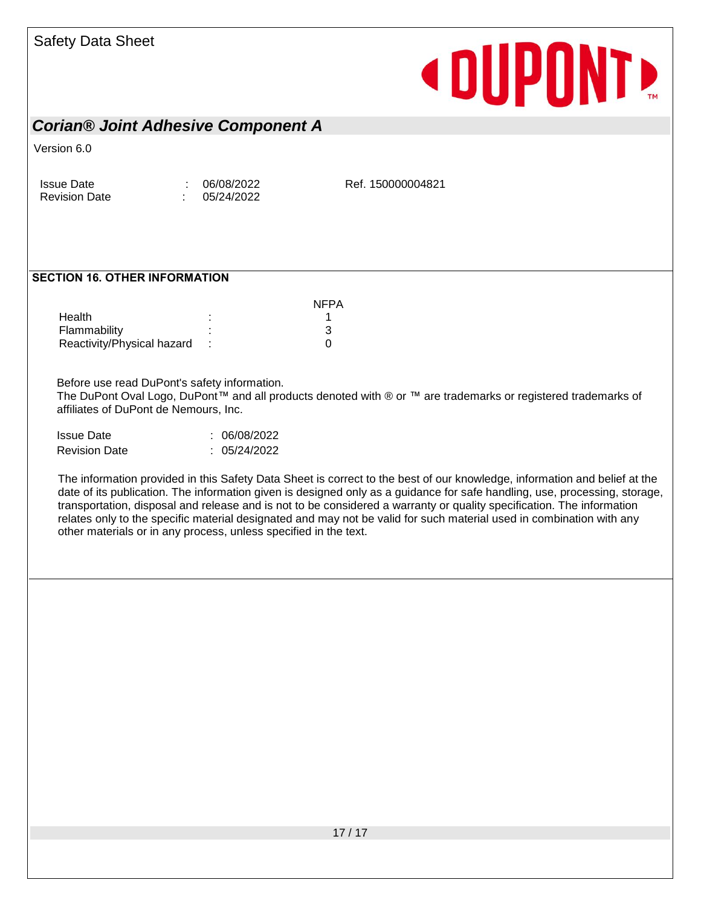## SECTION 16. OTHER INFORMATION

| | NFPA |
|---|---|
| Health | 1 |
| Flammability | 3 |
| Reactivity/Physical hazard | 0 |

Before use read DuPont's safety information.
The DuPont Oval Logo, DuPont™ and all products denoted with ® or ™ are trademarks or registered trademarks of affiliates of DuPont de Nemours, Inc.

Issue Date : 06/08/2022
Revision Date : 05/24/2022

The information provided in this Safety Data Sheet is correct to the best of our knowledge, information and belief at the date of its publication. The information given is designed only as a guidance for safe handling, use, processing, storage, transportation, disposal and release and is not to be considered a warranty or quality specification. The information relates only to the specific material designated and may not be valid for such material used in combination with any other materials or in any process, unless specified in the text.